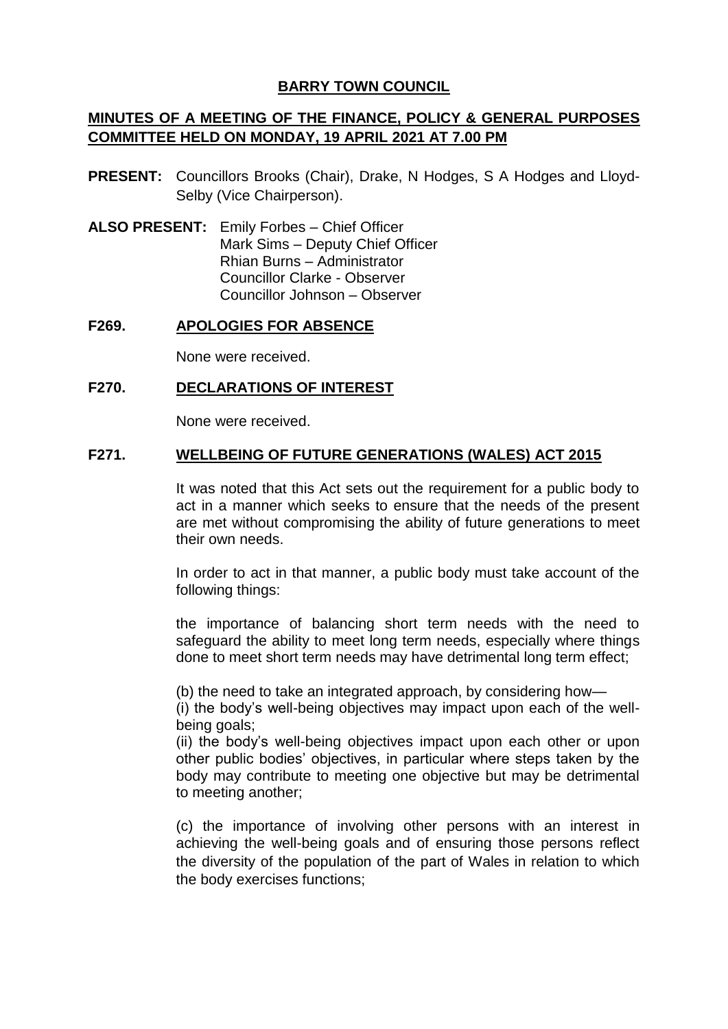# BARRY TOWN COUNCIL

## MINUTES OF A MEETING OF THE FINANCE, POLICY & GENERAL PURPOSES COMMITTEE HELD ON MONDAY, 19 APRIL 2021 AT 7.00 PM

**PRESENT:** Councillors Brooks (Chair), Drake, N Hodges, S A Hodges and Lloyd-Selby (Vice Chairperson).

**ALSO PRESENT:** Emily Forbes – Chief Officer
Mark Sims – Deputy Chief Officer
Rhian Burns – Administrator
Councillor Clarke - Observer
Councillor Johnson – Observer

### F269. APOLOGIES FOR ABSENCE

None were received.

### F270. DECLARATIONS OF INTEREST

None were received.

### F271. WELLBEING OF FUTURE GENERATIONS (WALES) ACT 2015

It was noted that this Act sets out the requirement for a public body to act in a manner which seeks to ensure that the needs of the present are met without compromising the ability of future generations to meet their own needs.

In order to act in that manner, a public body must take account of the following things:

the importance of balancing short term needs with the need to safeguard the ability to meet long term needs, especially where things done to meet short term needs may have detrimental long term effect;

(b) the need to take an integrated approach, by considering how—
(i) the body's well-being objectives may impact upon each of the well-being goals;
(ii) the body's well-being objectives impact upon each other or upon other public bodies' objectives, in particular where steps taken by the body may contribute to meeting one objective but may be detrimental to meeting another;

(c) the importance of involving other persons with an interest in achieving the well-being goals and of ensuring those persons reflect the diversity of the population of the part of Wales in relation to which the body exercises functions;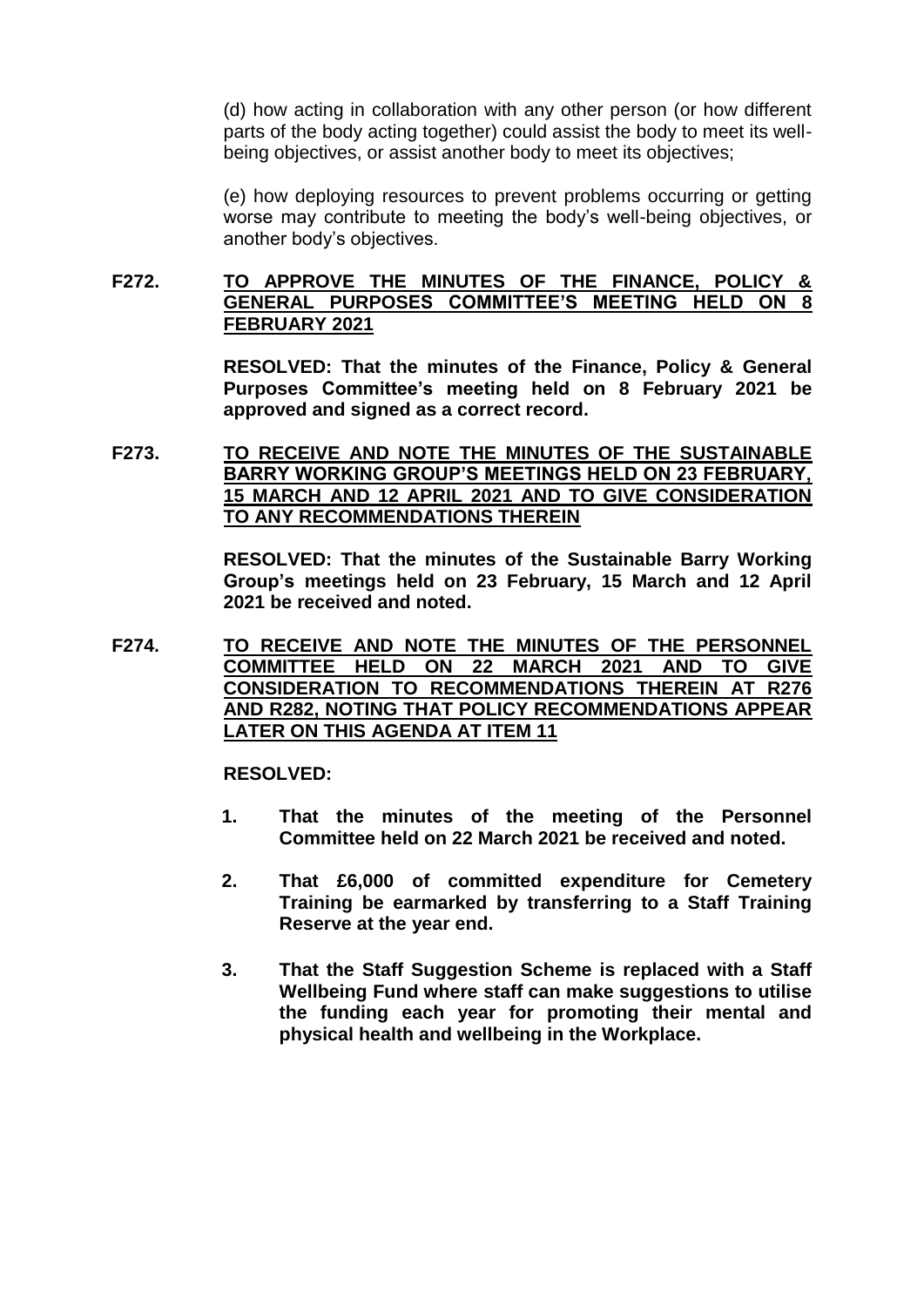(d) how acting in collaboration with any other person (or how different parts of the body acting together) could assist the body to meet its well-being objectives, or assist another body to meet its objectives;

(e) how deploying resources to prevent problems occurring or getting worse may contribute to meeting the body's well-being objectives, or another body's objectives.

**F272. <u>TO APPROVE THE MINUTES OF THE FINANCE, POLICY & GENERAL PURPOSES COMMITTEE'S MEETING HELD ON 8 FEBRUARY 2021</u>**

**RESOLVED: That the minutes of the Finance, Policy & General Purposes Committee's meeting held on 8 February 2021 be approved and signed as a correct record.**

**F273. <u>TO RECEIVE AND NOTE THE MINUTES OF THE SUSTAINABLE BARRY WORKING GROUP'S MEETINGS HELD ON 23 FEBRUARY, 15 MARCH AND 12 APRIL 2021 AND TO GIVE CONSIDERATION TO ANY RECOMMENDATIONS THEREIN</u>**

**RESOLVED: That the minutes of the Sustainable Barry Working Group's meetings held on 23 February, 15 March and 12 April 2021 be received and noted.**

**F274. <u>TO RECEIVE AND NOTE THE MINUTES OF THE PERSONNEL COMMITTEE HELD ON 22 MARCH 2021 AND TO GIVE CONSIDERATION TO RECOMMENDATIONS THEREIN AT R276 AND R282, NOTING THAT POLICY RECOMMENDATIONS APPEAR LATER ON THIS AGENDA AT ITEM 11</u>**

**RESOLVED:**

1. **That the minutes of the meeting of the Personnel Committee held on 22 March 2021 be received and noted.**
2. **That £6,000 of committed expenditure for Cemetery Training be earmarked by transferring to a Staff Training Reserve at the year end.**
3. **That the Staff Suggestion Scheme is replaced with a Staff Wellbeing Fund where staff can make suggestions to utilise the funding each year for promoting their mental and physical health and wellbeing in the Workplace.**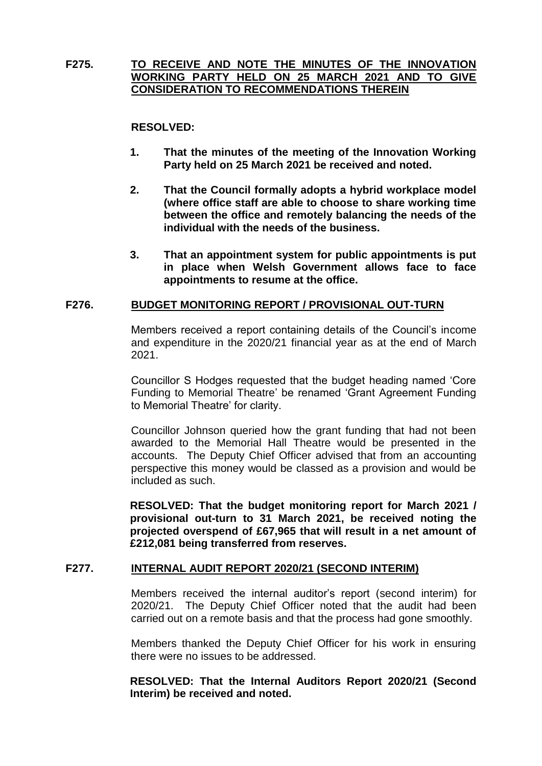**F275. TO RECEIVE AND NOTE THE MINUTES OF THE INNOVATION WORKING PARTY HELD ON 25 MARCH 2021 AND TO GIVE CONSIDERATION TO RECOMMENDATIONS THEREIN**

**RESOLVED:**

1. **That the minutes of the meeting of the Innovation Working Party held on 25 March 2021 be received and noted.**

2. **That the Council formally adopts a hybrid workplace model (where office staff are able to choose to share working time between the office and remotely balancing the needs of the individual with the needs of the business.**

3. **That an appointment system for public appointments is put in place when Welsh Government allows face to face appointments to resume at the office.**

**F276. BUDGET MONITORING REPORT / PROVISIONAL OUT-TURN**

Members received a report containing details of the Council's income and expenditure in the 2020/21 financial year as at the end of March 2021.

Councillor S Hodges requested that the budget heading named 'Core Funding to Memorial Theatre' be renamed 'Grant Agreement Funding to Memorial Theatre' for clarity.

Councillor Johnson queried how the grant funding that had not been awarded to the Memorial Hall Theatre would be presented in the accounts. The Deputy Chief Officer advised that from an accounting perspective this money would be classed as a provision and would be included as such.

**RESOLVED: That the budget monitoring report for March 2021 / provisional out-turn to 31 March 2021, be received noting the projected overspend of £67,965 that will result in a net amount of £212,081 being transferred from reserves.**

**F277. INTERNAL AUDIT REPORT 2020/21 (SECOND INTERIM)**

Members received the internal auditor's report (second interim) for 2020/21. The Deputy Chief Officer noted that the audit had been carried out on a remote basis and that the process had gone smoothly.

Members thanked the Deputy Chief Officer for his work in ensuring there were no issues to be addressed.

**RESOLVED: That the Internal Auditors Report 2020/21 (Second Interim) be received and noted.**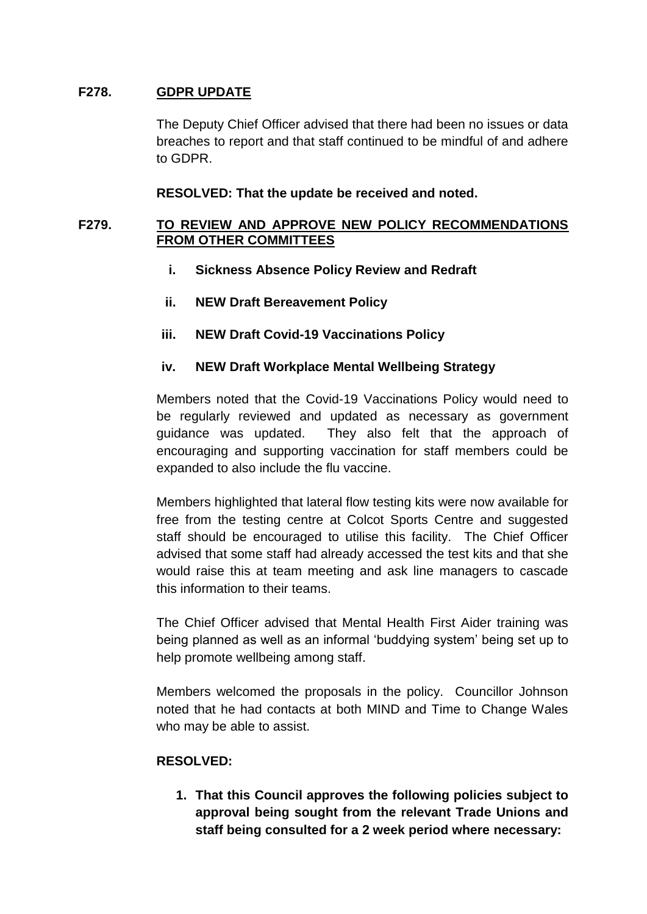**F278. GDPR UPDATE**

The Deputy Chief Officer advised that there had been no issues or data breaches to report and that staff continued to be mindful of and adhere to GDPR.

**RESOLVED: That the update be received and noted.**

**F279. TO REVIEW AND APPROVE NEW POLICY RECOMMENDATIONS FROM OTHER COMMITTEES**

- **i. Sickness Absence Policy Review and Redraft**
- **ii. NEW Draft Bereavement Policy**
- **iii. NEW Draft Covid-19 Vaccinations Policy**
- **iv. NEW Draft Workplace Mental Wellbeing Strategy**

Members noted that the Covid-19 Vaccinations Policy would need to be regularly reviewed and updated as necessary as government guidance was updated. They also felt that the approach of encouraging and supporting vaccination for staff members could be expanded to also include the flu vaccine.

Members highlighted that lateral flow testing kits were now available for free from the testing centre at Colcot Sports Centre and suggested staff should be encouraged to utilise this facility. The Chief Officer advised that some staff had already accessed the test kits and that she would raise this at team meeting and ask line managers to cascade this information to their teams.

The Chief Officer advised that Mental Health First Aider training was being planned as well as an informal 'buddying system' being set up to help promote wellbeing among staff.

Members welcomed the proposals in the policy. Councillor Johnson noted that he had contacts at both MIND and Time to Change Wales who may be able to assist.

**RESOLVED:**

1. **That this Council approves the following policies subject to approval being sought from the relevant Trade Unions and staff being consulted for a 2 week period where necessary:**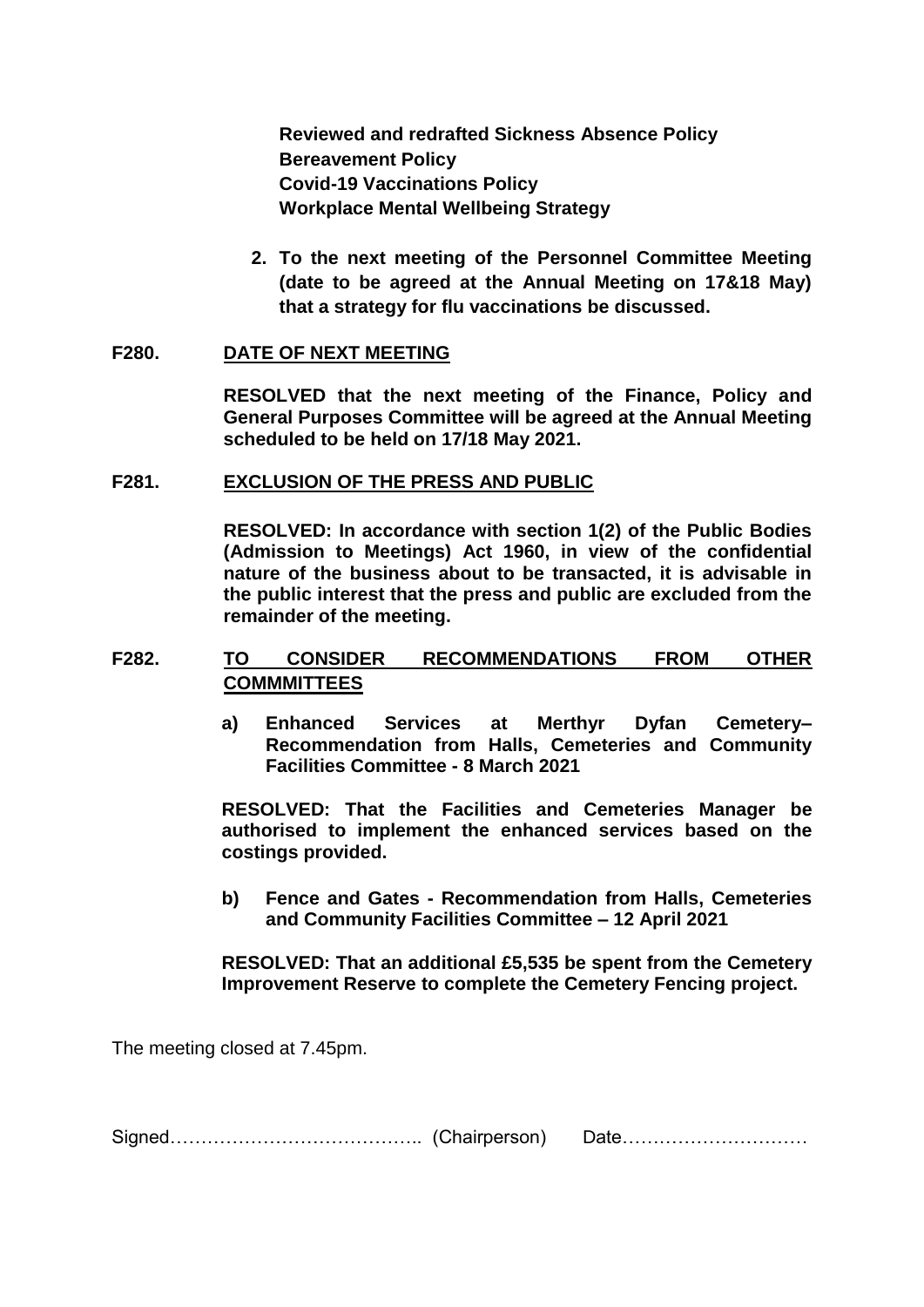**Reviewed and redrafted Sickness Absence Policy**
**Bereavement Policy**
**Covid-19 Vaccinations Policy**
**Workplace Mental Wellbeing Strategy**

2. **To the next meeting of the Personnel Committee Meeting (date to be agreed at the Annual Meeting on 17&18 May) that a strategy for flu vaccinations be discussed.**

**F280. DATE OF NEXT MEETING**

**RESOLVED that the next meeting of the Finance, Policy and General Purposes Committee will be agreed at the Annual Meeting scheduled to be held on 17/18 May 2021.**

**F281. EXCLUSION OF THE PRESS AND PUBLIC**

**RESOLVED: In accordance with section 1(2) of the Public Bodies (Admission to Meetings) Act 1960, in view of the confidential nature of the business about to be transacted, it is advisable in the public interest that the press and public are excluded from the remainder of the meeting.**

**F282. TO CONSIDER RECOMMENDATIONS FROM OTHER COMMMITTEES**

**a) Enhanced Services at Merthyr Dyfan Cemetery– Recommendation from Halls, Cemeteries and Community Facilities Committee - 8 March 2021**

**RESOLVED: That the Facilities and Cemeteries Manager be authorised to implement the enhanced services based on the costings provided.**

**b) Fence and Gates - Recommendation from Halls, Cemeteries and Community Facilities Committee – 12 April 2021**

**RESOLVED: That an additional £5,535 be spent from the Cemetery Improvement Reserve to complete the Cemetery Fencing project.**

The meeting closed at 7.45pm.

Signed………………………………….. (Chairperson) Date…………………………